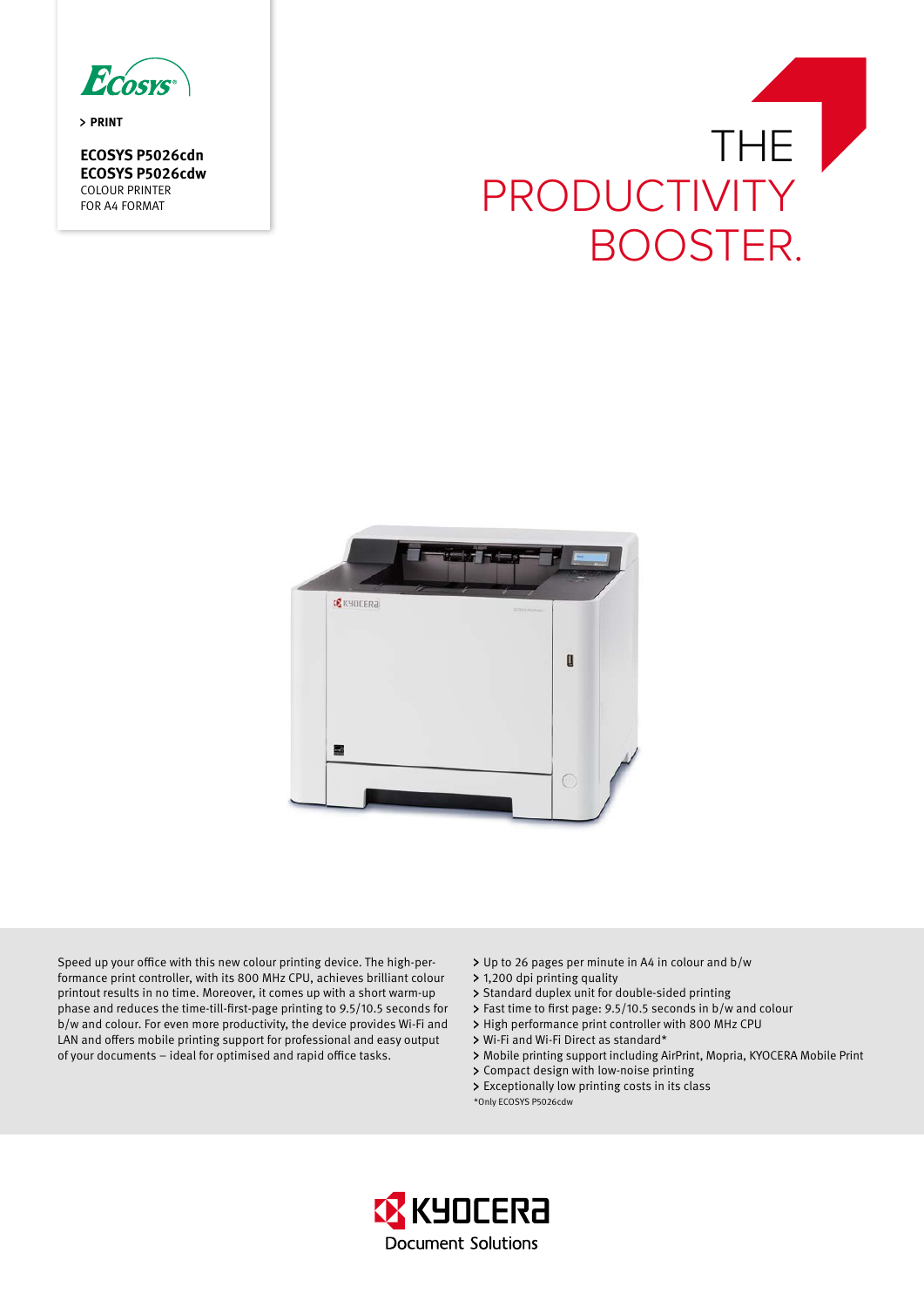ECOSYS

> PRINT

**ECOSYS P5026cdn**
**ECOSYS P5026cdw**
COLOUR PRINTER
FOR A4 FORMAT

# THE PRODUCTIVITY BOOSTER.

Speed up your office with this new colour printing device. The high-performance print controller, with its 800 MHz CPU, achieves brilliant colour printout results in no time. Moreover, it comes up with a short warm-up phase and reduces the time-till-first-page printing to 9.5/10.5 seconds for b/w and colour. For even more productivity, the device provides Wi-Fi and LAN and offers mobile printing support for professional and easy output of your documents – ideal for optimised and rapid office tasks.

- Up to 26 pages per minute in A4 in colour and b/w
- 1,200 dpi printing quality
- Standard duplex unit for double-sided printing
- Fast time to first page: 9.5/10.5 seconds in b/w and colour
- High performance print controller with 800 MHz CPU
- Wi-Fi and Wi-Fi Direct as standard*
- Mobile printing support including AirPrint, Mopria, KYOCERA Mobile Print
- Compact design with low-noise printing
- Exceptionally low printing costs in its class

*Only ECOSYS P5026cdw

KYOCERA Document Solutions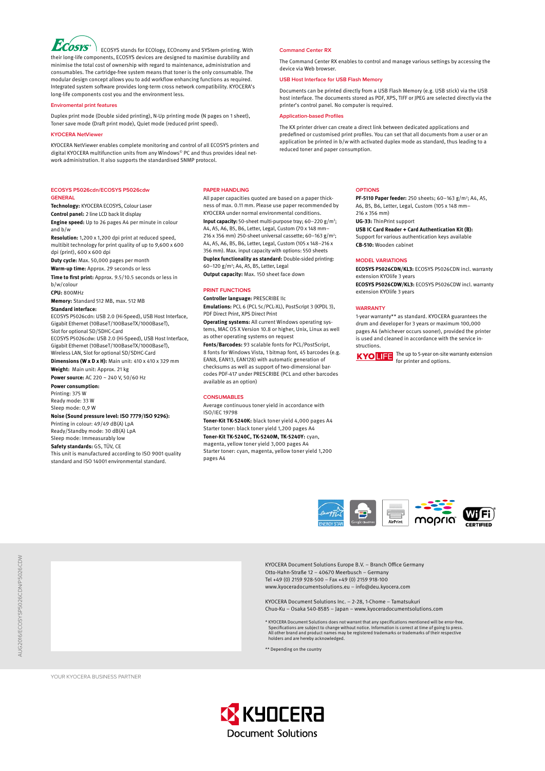ECOSYS stands for ECOlogy, ECOnomy and SYStem-printing. With their long-life components, ECOSYS devices are designed to maximise durability and minimise the total cost of ownership with regard to maintenance, administration and consumables. The cartridge-free system means that toner is the only consumable. The modular design concept allows you to add workflow enhancing functions as required. Integrated system software provides long-term cross network compatibility. KYOCERA's long-life components cost you and the environment less.

### Enviromental print features

Duplex print mode (Double sided printing), N-Up printing mode (N pages on 1 sheet), Toner save mode (Draft print mode), Quiet mode (reduced print speed).

### KYOCERA NetViewer

KYOCERA NetViewer enables complete monitoring and control of all ECOSYS printers and digital KYOCERA multifunction units from any Windows© PC and thus provides ideal network administration. It also supports the standardised SNMP protocol.

### Command Center RX

The Command Center RX enables to control and manage various settings by accessing the device via Web browser.

### USB Host Interface for USB Flash Memory

Documents can be printed directly from a USB Flash Memory (e.g. USB stick) via the USB host interface. The documents stored as PDF, XPS, TIFF or JPEG are selected directly via the printer's control panel. No computer is required.

### Application-based Profiles

The KX printer driver can create a direct link between dedicated applications and predefined or customised print profiles. You can set that all documents from a user or an application be printed in b/w with activated duplex mode as standard, thus leading to a reduced toner and paper consumption.

## ECOSYS P5026cdn/ECOSYS P5026cdw

### GENERAL

**Technology:** KYOCERA ECOSYS, Colour Laser
**Control panel:** 2 line LCD back lit display
**Engine speed:** Up to 26 pages A4 per minute in colour and b/w
**Resolution:** 1,200 x 1,200 dpi print at reduced speed, multibit technology for print quality of up to 9,600 x 600 dpi (print), 600 x 600 dpi
**Duty cycle:** Max. 50,000 pages per month
**Warm-up time:** Approx. 29 seconds or less
**Time to first print:** Approx. 9.5/10.5 seconds or less in b/w/colour
**CPU:** 800MHz
**Memory:** Standard 512 MB, max. 512 MB
**Standard interface:**
ECOSYS P5026cdn: USB 2.0 (Hi-Speed), USB Host Interface, Gigabit Ethernet (10BaseT/100BaseTX/1000BaseT), Slot for optional SD/SDHC-Card
ECOSYS P5026cdw: USB 2.0 (Hi-Speed), USB Host Interface, Gigabit Ethernet (10BaseT/100BaseTX/1000BaseT), Wireless LAN, Slot for optional SD/SDHC-Card
**Dimensions (W x D x H):** Main unit: 410 x 410 x 329 mm
**Weight:** Main unit: Approx. 21 kg
**Power source:** AC 220 ~ 240 V, 50/60 Hz
**Power consumption:**
Printing: 375 W
Ready mode: 33 W
Sleep mode: 0,9 W
**Noise (Sound pressure level: ISO 7779/ISO 9296):**
Printing in colour: 49/49 dB(A) LpA
Ready/Standby mode: 30 dB(A) LpA
Sleep mode: Immeasurably low
**Safety standards:** GS, TÜV, CE
This unit is manufactured according to ISO 9001 quality standard and ISO 14001 environmental standard.

### PAPER HANDLING

All paper capacities quoted are based on a paper thickness of max. 0.11 mm. Please use paper recommended by KYOCERA under normal environmental conditions.
**Input capacity:** 50-sheet multi-purpose tray; 60–220 g/m²; A4, A5, A6, B5, B6, Letter, Legal, Custom (70 x 148 mm–216 x 356 mm) 250-sheet universal cassette; 60–163 g/m²; A4, A5, A6, B5, B6, Letter, Legal, Custom (105 x 148–216 x 356 mm). Max. input capacity with options: 550 sheets
**Duplex functionality as standard:** Double-sided printing: 60–120 g/m²; A4, A5, B5, Letter, Legal
**Output capacity:** Max. 150 sheet face down

### PRINT FUNCTIONS

**Controller language:** PRESCRIBE IIc
**Emulations:** PCL 6 (PCL 5c/PCL-XL), PostScript 3 (KPDL 3), PDF Direct Print, XPS Direct Print
**Operating systems:** All current Windows operating systems, MAC OS X Version 10.8 or higher, Unix, Linux as well as other operating systems on request
**Fonts/Barcodes:** 93 scalable fonts for PCL/PostScript, 8 fonts for Windows Vista, 1 bitmap font, 45 barcodes (e.g. EAN8, EAN13, EAN128) with automatic generation of checksums as well as support of two-dimensional barcodes PDF-417 under PRESCRIBE (PCL and other barcodes available as an option)

### CONSUMABLES

Average continuous toner yield in accordance with ISO/IEC 19798
**Toner-Kit TK-5240K:** black toner yield 4,000 pages A4
Starter toner: black toner yield 1,200 pages A4
**Toner-Kit TK-5240C, TK-5240M, TK-5240Y:** cyan, magenta, yellow toner yield 3,000 pages A4
Starter toner: cyan, magenta, yellow toner yield 1,200 pages A4

### OPTIONS

**PF-5110 Paper feeder:** 250 sheets; 60–163 g/m²; A4, A5, A6, B5, B6, Letter, Legal, Custom (105 x 148 mm–216 x 356 mm)
**UG-33:** ThinPrint support
**USB IC Card Reader + Card Authentication Kit (B):** Support for various authentication keys available
**CB-510:** Wooden cabinet

### MODEL VARIATIONS

**ECOSYS P5026CDN/KL3:** ECOSYS P5026CDN incl. warranty extension KYOlife 3 years
**ECOSYS P5026CDW/KL3:** ECOSYS P5026CDW incl. warranty extension KYOlife 3 years

### WARRANTY

1-year warranty** as standard. KYOCERA guarantees the drum and developer for 3 years or maximum 100,000 pages A4 (whichever occurs sooner), provided the printer is used and cleaned in accordance with the service instructions.

KYOLIFE The up to 5-year on-site warranty extension for printer and options.

KYOCERA Document Solutions Europe B.V. – Branch Office Germany
Otto-Hahn-Straße 12 – 40670 Meerbusch – Germany
Tel +49 (0) 2159 928-500 – Fax +49 (0) 2159 918-100
www.kyoceradocumentsolutions.eu – info@deu.kyocera.com

KYOCERA Document Solutions Inc. – 2-28, 1-Chome – Tamatsukuri
Chuo-Ku – Osaka 540-8585 – Japan – www.kyoceradocumentsolutions.com

* KYOCERA Document Solutions does not warrant that any specifications mentioned will be error-free. Specifications are subject to change without notice. Information is correct at time of going to press. All other brand and product names may be registered trademarks or trademarks of their respective holders and are hereby acknowledged.

** Depending on the country

AUG2016/ECOSYSP5026CDN/P5026CDW

YOUR KYOCERA BUSINESS PARTNER